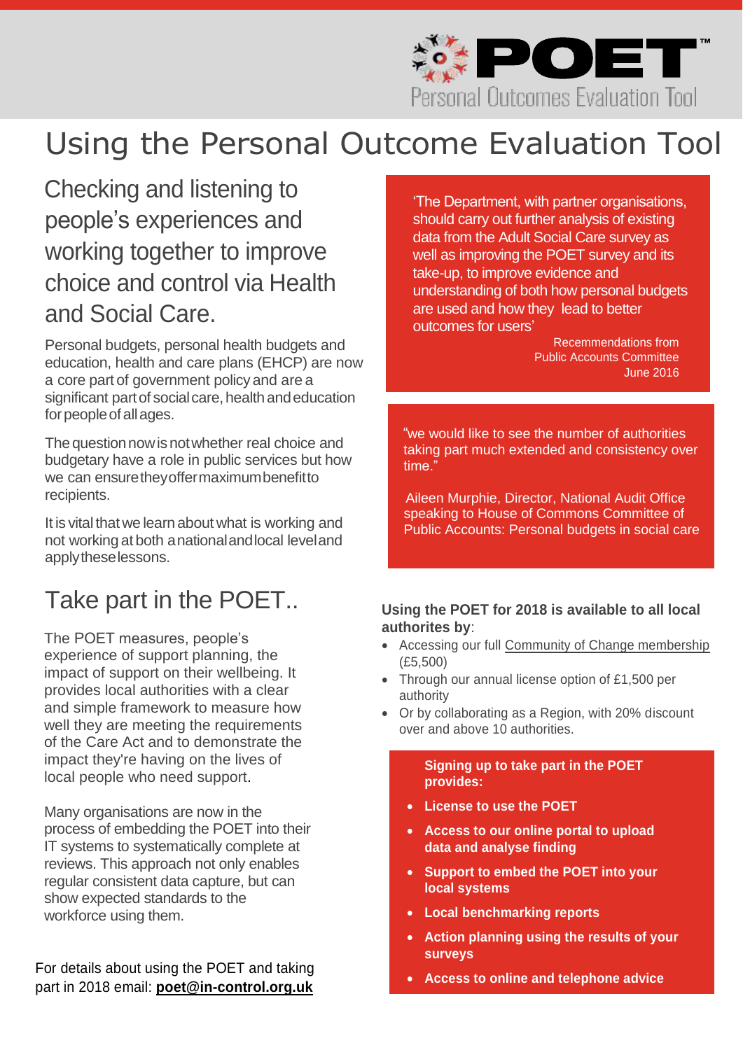POET™
Personal Outcomes Evaluation Tool

# Using the Personal Outcome Evaluation Tool

## Checking and listening to people's experiences and working together to improve choice and control via Health and Social Care.

Personal budgets, personal health budgets and education, health and care plans (EHCP) are now a core part of government policy and are a significant part of social care, health and education for people of all ages.

The question now is not whether real choice and budgetary have a role in public services but how we can ensure they offer maximum benefit to recipients.

It is vital that we learn about what is working and not working at both a national and local level and apply these lessons.

'The Department, with partner organisations, should carry out further analysis of existing data from the Adult Social Care survey as well as improving the POET survey and its take-up, to improve evidence and understanding of both how personal budgets are used and how they lead to better outcomes for users'

Recommendations from Public Accounts Committee June 2016

"we would like to see the number of authorities taking part much extended and consistency over time."

Aileen Murphie, Director, National Audit Office speaking to House of Commons Committee of Public Accounts: Personal budgets in social care

## Take part in the POET..

The POET measures, people's experience of support planning, the impact of support on their wellbeing. It provides local authorities with a clear and simple framework to measure how well they are meeting the requirements of the Care Act and to demonstrate the impact they're having on the lives of local people who need support.

Many organisations are now in the process of embedding the POET into their IT systems to systematically complete at reviews. This approach not only enables regular consistent data capture, but can show expected standards to the workforce using them.

For details about using the POET and taking part in 2018 email: **poet@in-control.org.uk**

**Using the POET for 2018 is available to all local authorities by**:

- Accessing our full Community of Change membership (£5,500)
- Through our annual license option of £1,500 per authority
- Or by collaborating as a Region, with 20% discount over and above 10 authorities.

**Signing up to take part in the POET provides:**

- **License to use the POET**
- **Access to our online portal to upload data and analyse finding**
- **Support to embed the POET into your local systems**
- **Local benchmarking reports**
- **Action planning using the results of your surveys**
- **Access to online and telephone advice**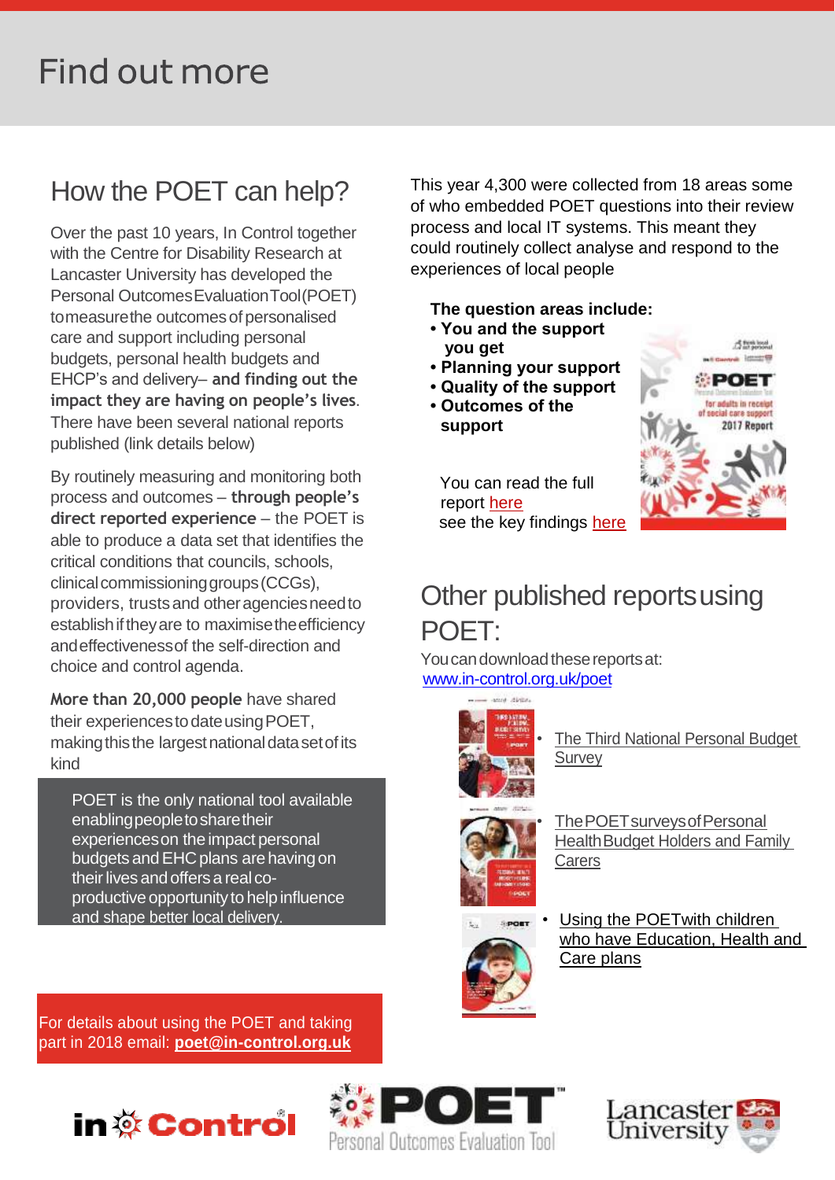# Find out more

## How the POET can help?

Over the past 10 years, In Control together with the Centre for Disability Research at Lancaster University has developed the Personal Outcomes Evaluation Tool (POET) to measure the outcomes of personalised care and support including personal budgets, personal health budgets and EHCP's and delivery– **and finding out the impact they are having on people's lives**. There have been several national reports published (link details below)

By routinely measuring and monitoring both process and outcomes – **through people's direct reported experience** – the POET is able to produce a data set that identifies the critical conditions that councils, schools, clinical commissioning groups (CCGs), providers, trusts and other agencies need to establish if they are to maximise the efficiency and effectiveness of the self-direction and choice and control agenda.

**More than 20,000 people** have shared their experiences to date using POET, making this the largest national data set of its kind

POET is the only national tool available enabling people to share their experiences on the impact personal budgets and EHC plans are having on their lives and offers a real co-productive opportunity to help influence and shape better local delivery.

For details about using the POET and taking part in 2018 email: **poet@in-control.org.uk**

This year 4,300 were collected from 18 areas some of who embedded POET questions into their review process and local IT systems. This meant they could routinely collect analyse and respond to the experiences of local people

**The question areas include:**

- **You and the support you get**
- **Planning your support**
- **Quality of the support**
- **Outcomes of the support**

You can read the full report here
see the key findings here

## Other published reports using POET:

You can download these reports at:
www.in-control.org.uk/poet

- The Third National Personal Budget Survey
- The POET surveys of Personal Health Budget Holders and Family Carers
- Using the POET with children who have Education, Health and Care plans

in Control — POET Personal Outcomes Evaluation Tool — Lancaster University